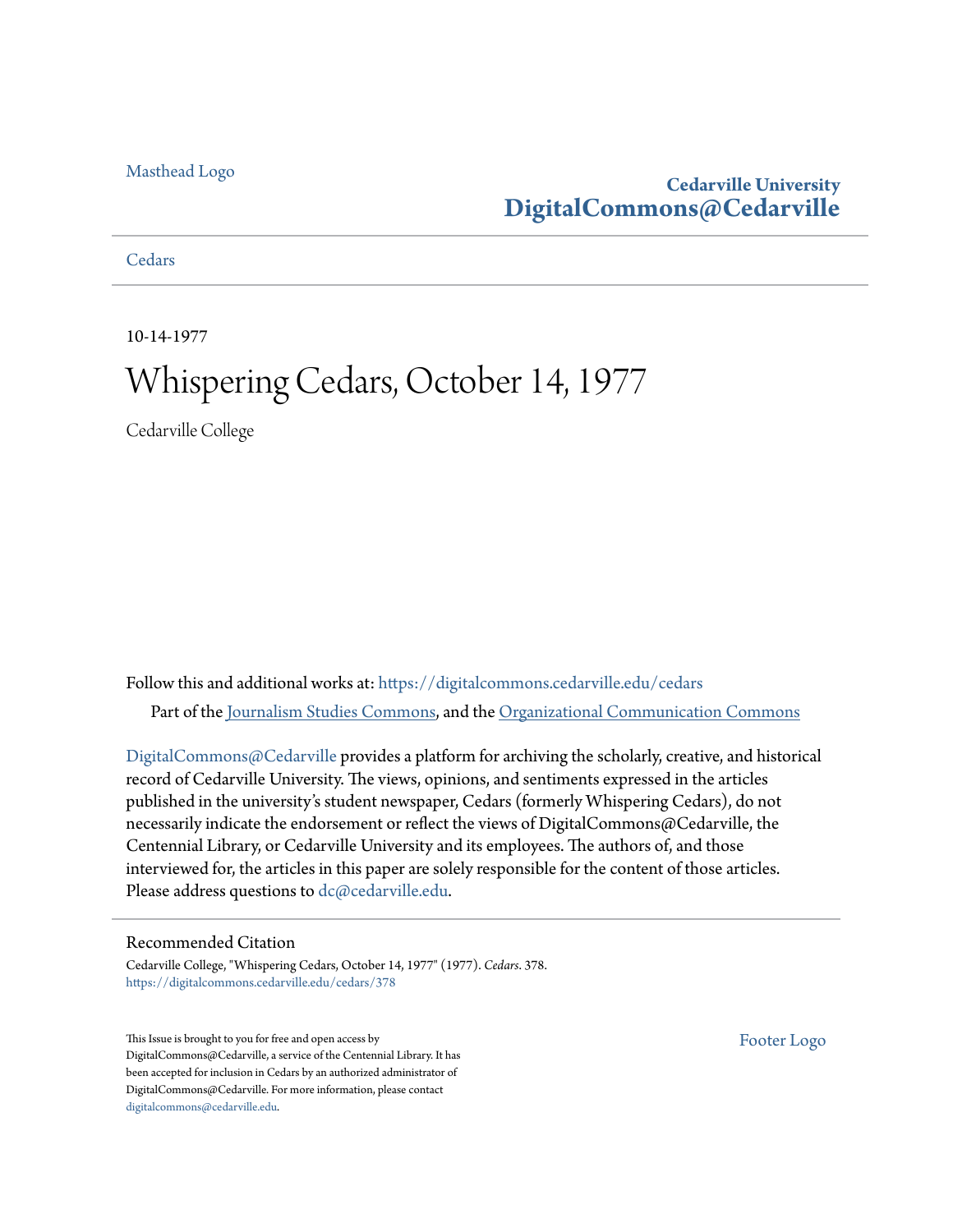Masthead Logo

**Cedarville University**
**DigitalCommons@Cedarville**

Cedars

10-14-1977

# Whispering Cedars, October 14, 1977

Cedarville College

Follow this and additional works at: https://digitalcommons.cedarville.edu/cedars

Part of the Journalism Studies Commons, and the Organizational Communication Commons

DigitalCommons@Cedarville provides a platform for archiving the scholarly, creative, and historical record of Cedarville University. The views, opinions, and sentiments expressed in the articles published in the university's student newspaper, Cedars (formerly Whispering Cedars), do not necessarily indicate the endorsement or reflect the views of DigitalCommons@Cedarville, the Centennial Library, or Cedarville University and its employees. The authors of, and those interviewed for, the articles in this paper are solely responsible for the content of those articles. Please address questions to dc@cedarville.edu.

## Recommended Citation

Cedarville College, "Whispering Cedars, October 14, 1977" (1977). *Cedars*. 378.
https://digitalcommons.cedarville.edu/cedars/378

This Issue is brought to you for free and open access by DigitalCommons@Cedarville, a service of the Centennial Library. It has been accepted for inclusion in Cedars by an authorized administrator of DigitalCommons@Cedarville. For more information, please contact digitalcommons@cedarville.edu.

Footer Logo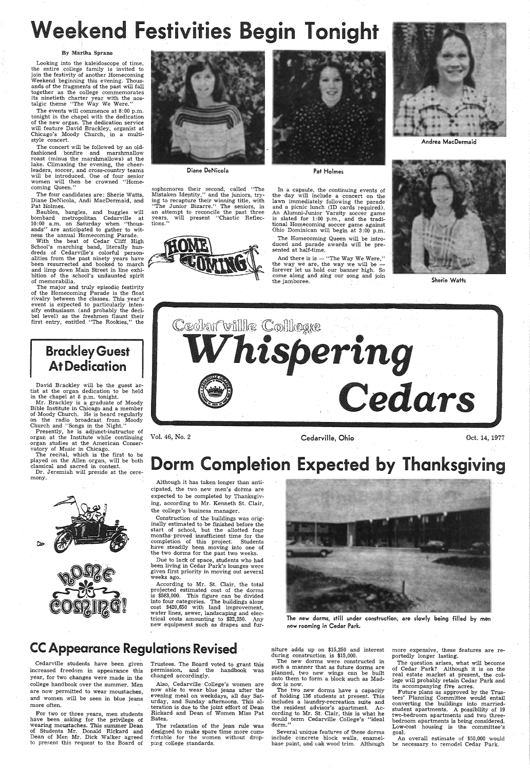# Weekend Festivities Begin Tonight

By Martha Sprano

Looking into the kaleidoscope of time, the entire college family is invited to join the festivity of another Homecoming Weekend beginning this evening. Thousands of the fragments of the past will fall together as the college commemorates its ninetieth charter year with the nostalgic theme "The Way We Were."

The events will commence at 8:00 p.m. tonight in the chapel with the dedication of the new organ. The dedication service will feature David Brackley, organist at Chicago's Moody Church, in a multi-style concert.

The concert will be followed by an old-fashioned bonfire and marshmallow roast (minus the marshmallows) at the lake. Climaxing the evening, the cheerleaders, soccer, and cross-country teams will be introduced. One of four senior women will then be crowned "Homecoming Queen."

The four candidates are: Sherie Watts, Diane DeNicola, Andi MacDermaid, and Pat Holmes.

Baubles, bangles, and buggies will bombard metropolitan Cedarville at 10:00 a.m. on Saturday when "thousands" are anticipated to gather to witness the annual Homecoming Parade.

With the beat of Cedar Cliff High School's marching band, literally hundreds of Cedarville's colorful personalities from the past ninety years have been resurrected and booked to march and limp down Main Street in line exhibition of the school's undaunted spirit of memorabilia.

The major and truly episodic festivity of the Homecoming Parade is the float rivalry between the classes. This year's event is expected to particularly intensify enthusiasm (and probably the decibel level) as the freshmen flaunt their first entry, entitled "The Rookies," the sophomores their second, called "The Mistaken Identity," and the juniors, trying to recapture their winning title, with "The Junior Bizarre." The seniors, in an attempt to reconcile the past three years, will present "Chaotic Reflections."

In a capsule, the continuing events of the day will include a concert on the lawn immediately following the parade and a picnic lunch (ID cards required). An Alumni-Junior Varsity soccer game is slated for 1:00 p.m., and the traditional Homecoming soccer game against Ohio Dominican will begin at 3:00 p.m.

The Homecoming Queen will be introduced and parade awards will be presented at half-time.

And there is is — "The Way We Were," the way we are, the way we will be — forever let us hold our banner high. So come along and sing our song and join the jamboree.

Diane DeNicola

Pat Holmes

Andrea MacDermaid

Sherie Watts

HOME COMING

## Brackley Guest At Dedication

David Brackley will be the guest artist at the organ dedication to be held in the chapel at 8 p.m. tonight.

Mr. Brackley is a graduate of Moody Bible Institute in Chicago and a member of Moody Church. He is heard regularly on the radio broadcast from Moody Church and "Songs in the Night."

Presently, he is adjunct-instructor of organ at the Institute while continuing organ studies at the American Conservatory of Music in Chicago.

The recital, which is the first to be played on the Allen organ, will be both classical and sacred in content.

Dr. Jeremiah will preside at the ceremony.

home coming!

# Cedarville College Whispering Cedars

Vol. 46, No. 2 | Cedarville, Ohio | Oct. 14, 1977

# Dorm Completion Expected by Thanksgiving

Although it has taken longer than anticipated, the two new men's dorms are expected to be completed by Thanksgiving, according to Mr. Kenneth St. Clair, the college's business manager.

Construction of the buildings was originally estimated to be finished before the start of school, but the allotted four months proved insufficient time for the completion of this project. Students have steadily been moving into one of the two dorms for the past two weeks.

Due to lack of space, students who had been living in Cedar Park's lounges were given first priority in moving out several weeks ago.

According to Mr. St. Clair, the total projected estimated cost of the dorms is $583,000. This figure can be divided into four categories. The buildings alone cost $420,650 with land improvement, water lines, sewer, landscaping and electrical costs amounting to $32,250. Any new equipment such as drapes and furniture adds up on $15,250 and interest during construction is $15,000.

The new dorms were constructed in such a manner that as future dorms are planned, two new wings can be built onto them to form a block such as Maddox is now.

The two new dorms have a capacity of holding 136 students at present. This includes a laundry-recreation suite and the resident advisor's apartment. According to Mr. St. Clair, this is what he would term Cedarville College's "ideal dorm."

Several unique features of these dorms include concrete block walls, enamel-base paint, and oak wood trim. Although more expensive, these features are reportedly longer lasting.

The question arises, what will become of Cedar Park? Although it is on the real estate market at present, the college will probably retain Cedar Park and its accompanying five acres.

Future plans as approved by the Trustees' Planning Committee would entail converting the buildings into married-student apartments. A possibility of 19 two-bedroom apartments and two three-bedroom apartments is being considered. Low-cost housing is the committee's goal.

An overall estimate of $50,000 would be necessary to remodel Cedar Park.

The new dorms, still under construction, are slowly being filled by men now rooming in Cedar Park.

## CC Appearance Regulations Revised

Cedarville students have been given increased freedom in appearance this year, for two changes were made in the college handbook over the summer. Men are now permitted to wear moustaches, and women will be seen in blue jeans more often.

For two or three years, men students have been asking for the privilege of wearing moustaches. This summer Dean of Students Mr. Donald Rickard and Dean of Men Mr. Dick Walker agreed to present this request to the Board of Trustees. The Board voted to grant this permission, and the handbook was changed accordingly.

Also, Cedarville College's women are now able to wear blue jeans after the evening meal on weekdays, all day Saturday, and Sunday afternoons. This alteration is due to the joint effort of Dean Rickard and Dean of Women Miss Pat Bates.

The relaxation of the jean rule was designed to make spare time more comfortable for the women without dropping college standards.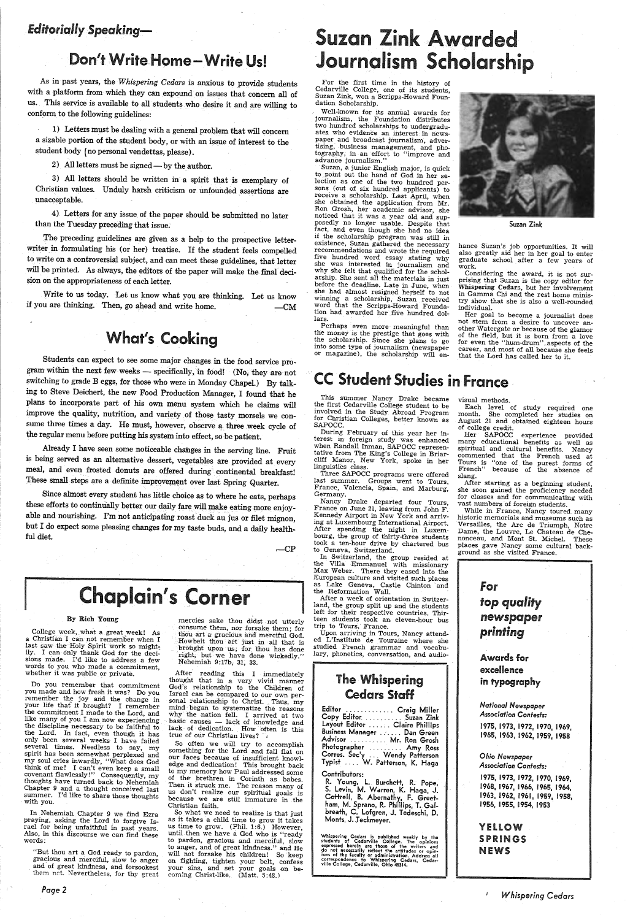## Editorially Speaking—

## Don't Write Home—Write Us!

As in past years, the *Whispering Cedars* is anxious to provide students with a platform from which they can expound on issues that concern all of us. This service is available to all students who desire it and are willing to conform to the following guidelines:

1) Letters must be dealing with a general problem that will concern a sizable portion of the student body, or with an issue of interest to the student body (no personal vendettas, please).

2) All letters must be signed — by the author.

3) All letters should be written in a spirit that is exemplary of Christian values. Unduly harsh criticism or unfounded assertions are unacceptable.

4) Letters for any issue of the paper should be submitted no later than the Tuesday preceding that issue.

The preceding guidelines are given as a help to the prospective letter-writer in formulating his (or her) treatise. If the student feels compelled to write on a controversial subject, and can meet these guidelines, that letter will be printed. As always, the editors of the paper will make the final decision on the appropriateness of each letter.

Write to us today. Let us know what you are thinking. Let us know if you are thinking. Then, go ahead and write home. —CM

## What's Cooking

Students can expect to see some major changes in the food service program within the next few weeks — specifically, in food! (No, they are not switching to grade B eggs, for those who were in Monday Chapel.) By talking to Steve Deichert, the new Food Production Manager, I found that he plans to incorporate part of his own menu system which he claims will improve the quality, nutrition, and variety of those tasty morsels we consume three times a day. He must, however, observe a three week cycle of the regular menu before putting his system into effect, so be patient.

Already I have seen some noticeable changes in the serving line. Fruit is being served as an alternative dessert, vegetables are provided at every meal, and even frosted donuts are offered during continental breakfast! These small steps are a definite improvement over last Spring Quarter.

Since almost every student has little choice as to where he eats, perhaps these efforts to continually better our daily fare will make eating more enjoyable and nourishing. I'm not anticipating roast duck au jus or filet mignon, but I do expect some pleasing changes for my taste buds, and a daily healthful diet.

—CP

# Suzan Zink Awarded Journalism Scholarship

For the first time in the history of Cedarville College, one of its students, Suzan Zink, won a Scripps-Howard Foundation Scholarship.

Well-known for its annual awards for journalism, the Foundation distributes two hundred scholarships to undergraduates who evidence an interest in newspaper and broadcast journalism, advertising, business management, and photography, in an effort to "improve and advance journalism."

Suzan, a junior English major, is quick to point out the hand of God in her selection as one of the two hundred persons (out of six hundred applicants) to receive a scholarship. Last April, when she obtained the application from Mr. Ron Grosh, her academic advisor, she noticed that it was a year old and supposedly no longer usable. Despite that fact, and even though she had no idea if the scholarship program was still in existence, Suzan gathered the necessary recommendations and wrote the required five hundred word essay stating why she was interested in journalism and why she felt that qualified for the scholarship. She sent all the materials in just before the deadline. Late in June, when she had almost resigned herself to not winning a scholarship, Suzan received word that the Scripps-Howard Foundation had awarded her five hundred dollars.

Suzan Zink

Perhaps even more meaningful than the money is the prestige that goes with the scholarship. Since she plans to go into some type of journalism (newspaper or magazine), the scholarship will enhance Suzan's job opportunities. It will also greatly aid her in her goal to enter graduate school after a few years of work.

Considering the award, it is not surprising that Suzan is the copy editor for **Whispering Cedars**, but her involvement in Gamma Chi and the rest home ministry show that she is also a well-rounded individual.

Her goal to become a journalist does not stem from a desire to uncover another Watergate or because of the glamor of the field, but it is born from a love for even the "hum-drum" aspects of the career, and most of all because she feels that the Lord has called her to it.

## CC Student Studies in France

This summer Nancy Drake became the first Cedarville College student to be involved in the Study Abroad Program for Christian Colleges, better known as SAPOCC.

During February of this year her interest in foreign study was enhanced when Randall Inman, SAPOCC representative from The King's College in Briarcliff Manor, New York, spoke in her linguistics class.

Three SAPOCC programs were offered last summer. Groups went to Tours, France, Valencia, Spain, and Marburg, Germany.

Nancy Drake departed four Tours, France on June 21, leaving from John F. Kennedy Airport in New York and arriving at Luxembourg International Airport. After spending the night in Luxembourg, the group of thirty-three students took a ten-hour drive by chartered bus to Geneva, Switzerland.

In Switzerland, the group resided at the Villa Emmanuel with missionary Max Weber. There they eased into the European culture and visited such places as Lake Geneva, Castle Chinton and the Reformation Wall.

After a week of orientation in Switzerland, the group split up and the students left for their respective countries. Thirteen students took an eleven-hour bus trip to Tours, France.

Upon arriving in Tours, Nancy attended L'Institute de Touraine where she studied French grammar and vocabulary, phonetics, conversation, and audio-visual methods.

Each level of study required one month. She completed her studies on August 21 and obtained eighteen hours of college credit.

Her SAPOCC experience provided many educational benefits as well as spiritual and cultural benefits. Nancy commented that the French used at Tours is "one of the purest forms of French" because of the absence of slang.

After starting as a beginning student, she soon gained the proficiency needed for classes and for communicating with vast numbers of foreign students.

While in France, Nancy toured many historic memorials and museums such as Versailles, the Arc de Triumph, Notre Dame, the Louvre, Le Chateau de Chenonceau, and Mont St. Michel. These places gave Nancy some cultural background as she visited France.

# Chaplain's Corner

**By Rich Young**

College week, what a great week! As a Christian I can not remember when I last saw the Holy Spirit work so mightily. I can only thank God for the decisions made. I'd like to address a few words to you who made a commitment, whether it was public or private.

Do you remember that commitment you made and how fresh it was? Do you remember the joy and the change in your life that it brought? I remember the commitment I made to the Lord, and like many of you I am now experiencing the discipline necessary to be faithful to the Lord. In fact, even though it has only been several weeks I have failed several times. Needless to say, my spirit has been somewhat perplexed and my soul cries inwardly, "What does God think of me? I can't even keep a small covenant flawlessly!" Consequently, my thoughts have turned back to Nehemiah Chapter 9 and a thought conceived last summer. I'd like to share those thoughts with you.

In Nehemiah Chapter 9 we find Ezra praying, asking the Lord to forgive Israel for being unfaithful in past years. Also, in this discourse we can find these words:

"But thou art a God ready to pardon, gracious and merciful, slow to anger and of great kindness, and forsookest them not. Nevertheless, for thy great mercies sake thou didst not utterly consume them, nor forsake them; for thou art a gracious and merciful God. Howbeit thou art just in all that is brought upon us; for thou has done right, but we have done wickedly." Nehemiah 9:17b, 31, 33.

After reading this I immediately thought that in a very vivid manner God's relationship to the Children of Israel can be compared to our own personal relationship to Christ. Thus, my mind began to systematize the reasons why the nation fell. I arrived at two basic causes — lack of knowledge and lack of dedication. How often is this true of our Christian lives?

So often we will try to accomplish something for the Lord and fall flat on our faces because of insufficient knowledge and dedication! This brought back to my memory how Paul addressed some of the brethren in Corinth as babes. Then it struck me. The reason many of us don't realize our spiritual goals is because we are still immature in the Christian faith.

So what we need to realize is that just as it takes a child time to grow it takes us time to grow. (Phil. 1:6.) However, until then we have a God who is "ready to pardon, gracious and merciful, slow to anger, and of great kindness." and He will not forsake his children! So keep on fighting, tighten your belt, confess your sins, and set your goals on becoming Christ-like. (Matt. 5:48.)

## The Whispering Cedars Staff

Editor ............. Craig Miller
Copy Editor .......... Suzan Zink
Layout Editor ...... Claire Phillips
Business Manager ...... Dan Green
Advisor .......... Mr. Ron Grosh
Photographer .......... Amy Ross
Corres. Sec'y .... Wendy Patterson
Typist .... W. Patterson, K. Haga

Contributors:
R. Young, L. Burchett, R. Pope, S. Levin, M. Warren, K. Haga, J. Cottrell, B. Abernathy, F. Greetham, M. Sprano, R. Phillips, T. Galbreath, C. Lofgren, J. Tedeschi, D. Monts, J. Jeckmeyer.

Whispering Cedars is published weekly by the students of Cedarville College. The opinions expressed herein are those of the writers and do not necessarily reflect the attitudes or opinions of the faculty or administration. Address all correspondence to Whispering Cedars, Cedarville College, Cedarville, Ohio 45314.

*For top quality newspaper printing*

**Awards for excellence in typography**

*National Newspaper Association Contests:*

1975, 1973, 1972, 1970, 1969, 1965, 1963, 1962, 1959, 1958

*Ohio Newspaper Association Contests:*

1975, 1973, 1972, 1970, 1969, 1968, 1967, 1966, 1965, 1964, 1963, 1962, 1961, 1959, 1958, 1956, 1955, 1954, 1953

**YELLOW SPRINGS NEWS**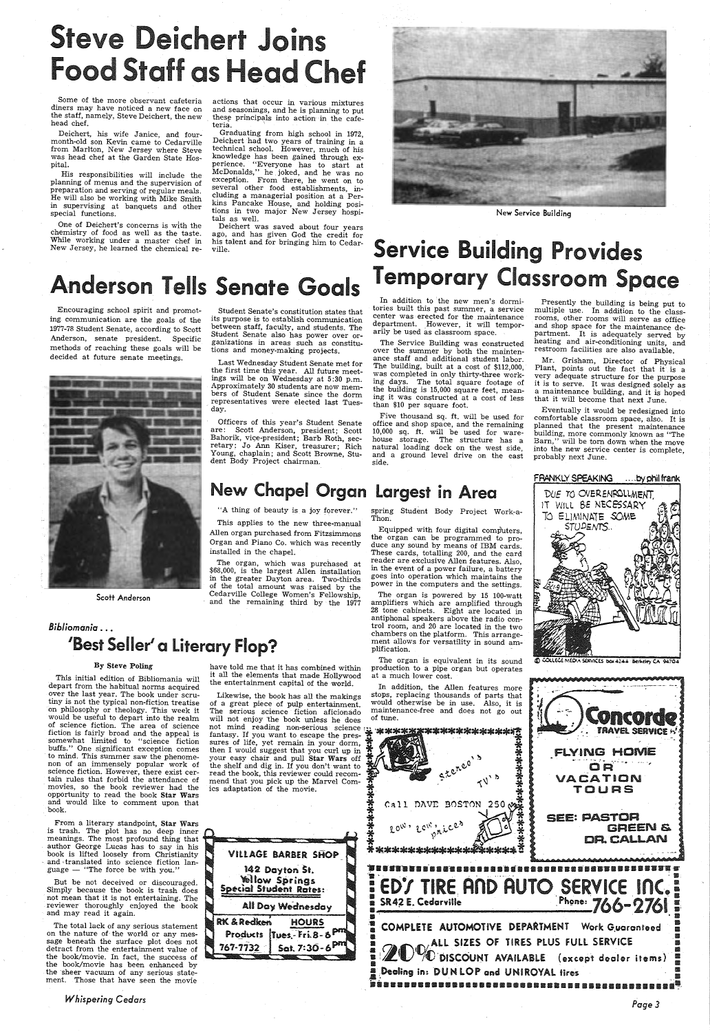# Steve Deichert Joins Food Staff as Head Chef

Some of the more observant cafeteria diners may have noticed a new face on the staff, namely, Steve Deichert, the new head chef.

Deichert, his wife Janice, and four-month-old son Kevin came to Cedarville from Marlton, New Jersey where Steve was head chef at the Garden State Hospital.

His responsibilities will include the planning of menus and the supervision of preparation and serving of regular meals. He will also be working with Mike Smith in supervising at banquets and other special functions.

One of Deichert's concerns is with the chemistry of food as well as the taste. While working under a master chef in New Jersey, he learned the chemical reactions that occur in various mixtures and seasonings, and he is planning to put these principals into action in the cafeteria.

Graduating from high school in 1972, Deichert had two years of training in a technical school. However, much of his knowledge has been gained through experience. "Everyone has to start at McDonalds," he joked, and he was no exception. From there, he went on to several other food establishments, including a managerial position at a Perkins Pancake House, and holding positions in two major New Jersey hospitals as well.

Deichert was saved about four years ago, and has given God the credit for his talent and for bringing him to Cedarville.

New Service Building

# Service Building Provides Temporary Classroom Space

In addition to the new men's dormitories built this past summer, a service center was erected for the maintenance department. However, it will temporarily be used as classroom space.

The Service Building was constructed over the summer by both the maintenance staff and additional student labor. The building, built at a cost of $112,000, was completed in only thirty-three working days. The total square footage of the building is 15,000 square feet, meaning it was constructed at a cost of less than $10 per square foot.

Five thousand sq. ft. will be used for office and shop space, and the remaining 10,000 sq. ft. will be used for warehouse storage. The structure has a natural loading dock on the west side, and a ground level drive on the east side.

Presently the building is being put to multiple use. In addition to the classrooms, other rooms will serve as office and shop space for the maintenance department. It is adequately served by heating and air-conditioning units, and restroom facilities are also available.

Mr. Grisham, Director of Physical Plant, points out the fact that it is a very adequate structure for the purpose it is to serve. It was designed solely as a maintenance building, and it is hoped that it will become that next June.

Eventually it would be redesigned into comfortable classroom space, also. It is planned that the present maintenance building, more commonly known as "The Barn," will be torn down when the move into the new service center is complete, probably next June.

# Anderson Tells Senate Goals

Encouraging school spirit and promoting communication are the goals of the 1977-78 Student Senate, according to Scott Anderson, senate president. Specific methods of reaching these goals will be decided at future senate meetings.

Scott Anderson

Student Senate's constitution states that its purpose is to establish communication between staff, faculty, and students. The Student Senate also has power over organizations in areas such as constitutions and money-making projects.

Last Wednesday Student Senate met for the first time this year. All future meetings will be on Wednesday at 5:30 p.m. Approximately 30 students are now members of Student Senate since the dorm representatives were elected last Tuesday.

Officers of this year's Student Senate are: Scott Anderson, president; Scott Bahorik, vice-president; Barb Roth, secretary; Jo Ann Kiser, treasurer; Rich Young, chaplain; and Scott Browne, Student Body Project chairman.

# New Chapel Organ Largest in Area

"A thing of beauty is a joy forever."

This applies to the new three-manual Allen organ purchased from Fitzsimmons Organ and Piano Co. which was recently installed in the chapel.

The organ, which was purchased at $68,000, is the largest Allen installation in the greater Dayton area. Two-thirds of the total amount was raised by the Cedarville College Women's Fellowship, and the remaining third by the 1977 spring Student Body Project Work-a-Thon.

Equipped with four digital computers, the organ can be programmed to produce any sound by means of IBM cards. These cards, totalling 200, and the card reader are exclusive Allen features. Also, in the event of a power failure, a battery goes into operation which maintains the power in the computers and the settings.

The organ is powered by 15 100-watt amplifiers which are amplified through 28 tone cabinets. Eight are located in antiphonal speakers above the radio control room, and 20 are located in the two chambers on the platform. This arrangement allows for versatility in sound amplification.

The organ is equivalent in its sound production to a pipe organ but operates at a much lower cost.

In addition, the Allen features more stops, replacing thousands of parts that would otherwise be in use. Also, it is maintenance-free and does not go out of tune.

FRANKLY SPEAKING ....by phil frank

DUE TO OVERENROLLMENT, IT WILL BE NECESSARY TO ELIMINATE SOME STUDENTS..

© COLLEGE MEDIA SERVICES box 4244 Berkeley CA 94704

*Bibliomania . . .*

# 'Best Seller' a Literary Flop?

**By Steve Poling**

This initial edition of Bibliomania will depart from the habitual norms acquired over the last year. The book under scrutiny is not the typical non-fiction treatise on philosophy or theology. This week it would be useful to depart into the realm of science fiction. The area of science fiction is fairly broad and the appeal is somewhat limited to "science fiction buffs." One significant exception comes to mind. This summer saw the phenomenon of an immensely popular work of science fiction. However, there exist certain rules that forbid the attendance of movies, so the book reviewer had the opportunity to read the book **Star Wars** and would like to comment upon that book.

From a literary standpoint, **Star Wars** is trash. The plot has no deep inner meanings. The most profound thing that author George Lucas has to say in his book is lifted loosely from Christianity and translated into science fiction language — "The force be with you."

But be not deceived or discouraged. Simply because the book is trash does not mean that it is not entertaining. The reviewer thoroughly enjoyed the book and may read it again.

The total lack of any serious statement on the nature of the world or any message beneath the surface plot does not detract from the entertainment value of the book/movie. In fact, the success of the book/movie has been enhanced by the sheer vacuum of any serious statement. Those that have seen the movie have told me that it has combined within it all the elements that made Hollywood the entertainment capital of the world.

Likewise, the book has all the makings of a great piece of pulp entertainment. The serious science fiction aficionado will not enjoy the book unless he does not mind reading non-serious science fantasy. If you want to escape the pressures of life, yet remain in your dorm, then I would suggest that you curl up in your easy chair and pull **Star Wars** off the shelf and dig in. If you don't want to read the book, this reviewer could recommend that you pick up the Marvel Comics adaptation of the movie.

**VILLAGE BARBER SHOP**
142 Dayton St.
Yellow Springs
Special Student Rates:
All Day Wednesday
RK & Redken Products
767-7732
HOURS
Tues.-Fri. 8-6 PM
Sat. 7:30-6 PM

stereo's
TV's
Call DAVE BOSTON 250
low, low, prices

**Concorde** TRAVEL SERVICE
FLYING HOME OR VACATION TOURS
SEE: PASTOR GREEN & DR. CALLAN

**ED'S TIRE AND AUTO SERVICE INC.**
SR42 E. Cedarville — Phone: 766-2761
COMPLETE AUTOMOTIVE DEPARTMENT — Work Guaranteed
20% ALL SIZES OF TIRES PLUS FULL SERVICE DISCOUNT AVAILABLE (except dealer items)
Dealing in: DUNLOP and UNIROYAL tires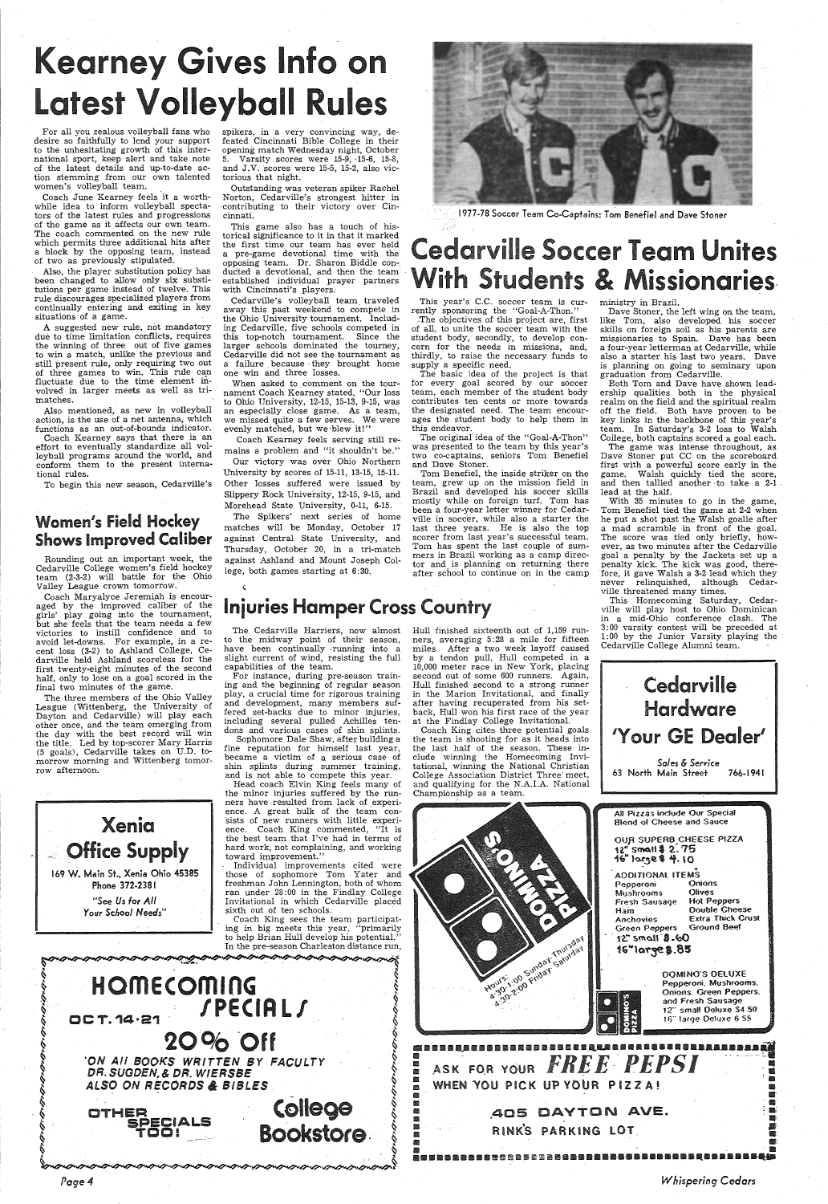# Kearney Gives Info on Latest Volleyball Rules

For all you zealous volleyball fans who desire so faithfully to lend your support to the unhesitating growth of this international sport, keep alert and take note of the latest details and up-to-date action stemming from our own talented women's volleyball team.

Coach June Kearney feels it a worthwhile idea to inform volleyball spectators of the latest rules and progressions of the game as it affects our own team. The coach commented on the new rule which permits three additional hits after a block by the opposing team, instead of two as previously stipulated.

Also, the player substitution policy has been changed to allow only six substitutions per game instead of twelve. This rule discourages specialized players from continually entering and exiting in key situations of a game.

A suggested new rule, not mandatory due to time limitation conflicts, requires the winning of three out of five games to win a match, unlike the previous and still present rule, only requiring two out of three games to win. This rule can fluctuate due to the time element involved in larger meets as well as tri-matches.

Also mentioned, as new in volleyball action, is the use of a net antenna, which functions as an out-of-bounds indicator.

Coach Kearney says that there is an effort to eventually standardize all volleyball programs around the world, and conform them to the present international rules.

To begin this new season, Cedarville's spikers, in a very convincing way, defeated Cincinnati Bible College in their opening match Wednesday night, October 5. Varsity scores were 15-9, 15-6, 15-8, and J.V. scores were 15-5, 15-2, also victorious that night.

Outstanding was veteran spiker Rachel Norton, Cedarville's strongest hitter in contributing to their victory over Cincinnati.

This game also has a touch of historical significance to it in that it marked the first time our team has ever held a pre-game devotional time with the opposing team. Dr. Sharon Biddle conducted a devotional, and then the team established individual prayer partners with Cincinnati's players.

Cedarville's volleyball team traveled away this past weekend to compete in the Ohio University tournament. Including Cedarville, five schools competed in this top-notch tournament. Since the larger schools dominated the tourney, Cedarville did not see the tournament as a failure because they brought home one win and three losses.

When asked to comment on the tournament Coach Kearney stated, "Our loss to Ohio University, 12-15, 15-13, 9-15, was an especially close game. As a team, we missed quite a few serves. We were evenly matched, but we blew it!"

Coach Kearney feels serving still remains a problem and "it shouldn't be."

Our victory was over Ohio Northern University by scores of 15-11, 13-15, 15-11. Other losses suffered were issued by Slippery Rock University, 12-15, 9-15, and Morehead State University, 0-11, 6-15.

The Spikers' next series of home matches will be Monday, October 17 against Central State University, and Thursday, October 20, in a tri-match against Ashland and Mount Joseph College, both games starting at 6:30.

## Women's Field Hockey Shows Improved Caliber

Rounding out an important week, the Cedarville College women's field hockey team (2-3-2) will battle for the Ohio Valley League crown tomorrow.

Coach Maryalyce Jeremiah is encouraged by the improved caliber of the girls' play going into the tournament, but she feels that the team needs a few victories to instill confidence and to avoid let-downs. For example, in a recent loss (3-2) to Ashland College, Cedarville held Ashland scoreless for the first twenty-eight minutes of the second half, only to lose on a goal scored in the final two minutes of the game.

The three members of the Ohio Valley League (Wittenberg, the University of Dayton and Cedarville) will play each other once, and the team emerging from the day with the best record will win the title. Led by top-scorer Mary Harris (5 goals), Cedarville takes on U.D. tomorrow morning and Wittenberg tomorrow afternoon.

1977-78 Soccer Team Co-Captains: Tom Benefiel and Dave Stoner

# Cedarville Soccer Team Unites With Students & Missionaries

This year's C.C. soccer team is currently sponsoring the "Goal-A-Thon."

The objectives of this project are, first of all, to unite the soccer team with the student body, secondly, to develop concern for the needs in missions, and, thirdly, to raise the necessary funds to supply a specific need.

The basic idea of the project is that for every goal scored by our soccer team, each member of the student body contributes ten cents or more towards the designated need. The team encourages the student body to help them in this endeavor.

The original idea of the "Goal-A-Thon" was presented to the team by this year's two co-captains, seniors Tom Benefiel and Dave Stoner.

Tom Benefiel, the inside striker on the team, grew up on the mission field in Brazil and developed his soccer skills mostly while on foreign turf. Tom has been a four-year letter winner for Cedarville in soccer, while also a starter the last three years. He is also the top scorer from last year's successful team. Tom has spent the last couple of summers in Brazil working as a camp director and is planning on returning there after school to continue on in the camp ministry in Brazil.

Dave Stoner, the left wing on the team, like Tom, also developed his soccer skills on foreign soil as his parents are missionaries to Spain. Dave has been a four-year letterman at Cedarville, while also a starter his last two years. Dave is planning on going to seminary upon graduation from Cedarville.

Both Tom and Dave have shown leadership qualities both in the physical realm on the field and the spiritual realm off the field. Both have proven to be key links in the backbone of this year's team. In Saturday's 3-2 loss to Walsh College, both captains scored a goal each.

The game was intense throughout, as Dave Stoner put CC on the scoreboard first with a powerful score early in the game. Walsh quickly tied the score, and then tallied another to take a 2-1 lead at the half.

With 35 minutes to go in the game, Tom Benefiel tied the game at 2-2 when he put a shot past the Walsh goalie after a mad scramble in front of the goal. The score was tied only briefly, however, as two minutes after the Cedarville goal a penalty by the Jackets set up a penalty kick. The kick was good, therefore, it gave Walsh a 3-2 lead which they never relinquished, although Cedarville threatened many times.

This Homecoming Saturday, Cedarville will play host to Ohio Dominican in a mid-Ohio conference clash. The 3:00 varsity contest will be preceded at 1:00 by the Junior Varsity playing the Cedarville College Alumni team.

# Injuries Hamper Cross Country

The Cedarville Harriers, now almost to the midway point of their season, have been continually running into a slight current of wind, resisting the full capabilities of the team.

For instance, during pre-season training and the beginning of regular season play, a crucial time for rigorous training and development, many members suffered set-backs due to minor injuries, including several pulled Achilles tendons and various cases of shin splints.

Sophomore Dale Shaw, after building a fine reputation for himself last year, became a victim of a serious case of shin splints during summer training, and is not able to compete this year.

Head coach Elvin King feels many of the minor injuries suffered by the runners have resulted from lack of experience. A great bulk of the team consists of new runners with little experience. Coach King commented, "It is the best team that I've had in terms of hard work, not complaining, and working toward improvement."

Individual improvements cited were those of sophomore Tom Yater and freshman John Lennington, both of whom ran under 28:00 in the Findlay College Invitational in which Cedarville placed sixth out of ten schools.

Coach King sees the team participating in big meets this year, "primarily to help Brian Hull develop his potential." In the pre-season Charleston distance run, Hull finished sixteenth out of 1,159 runners, averaging 5:28 a mile for fifteen miles. After a two week layoff caused by a tendon pull, Hull competed in a 10,000 meter race in New York, placing second out of some 600 runners. Again, Hull finished second to a strong runner in the Marion Invitational, and finally after having recuperated from his set-back, Hull won his first race of the year at the Findlay College Invitational.

Coach King cites three potential goals the team is shooting for as it heads into the last half of the season. These include winning the Homecoming Invitational, winning the National Christian College Association District Three meet, and qualifying for the N.A.I.A. National Championship as a team.

**Xenia Office Supply**
169 W. Main St., Xenia Ohio 45385
Phone 372-2381
"See Us for All Your School Needs"

**Cedarville Hardware**
**'Your GE Dealer'**
Sales & Service
63 North Main Street 766-1941

**DOMINO'S PIZZA**
Hours: 4:30-1:00 Sunday-Thursday, 4:30-2:00 Friday-Saturday

All Pizzas include Our Special Blend of Cheese and Sauce

OUR SUPERB CHEESE PIZZA
12" small $ 2.75
16" large $ 4.10

ADDITIONAL ITEMS
Pepperoni, Onions, Mushrooms, Olives, Fresh Sausage, Hot Peppers, Ham, Double Cheese, Anchovies, Extra Thick Crust, Green Peppers, Ground Beef
12" small $ .60
16" large $ .85

DOMINO'S DELUXE
Pepperoni, Mushrooms, Onions, Green Peppers, and Fresh Sausage
12" small Deluxe $4.50
16" large Deluxe 6.55

ASK FOR YOUR **FREE PEPSI** WHEN YOU PICK UP YOUR PIZZA!
405 DAYTON AVE.
RINK'S PARKING LOT

**HOMECOMING SPECIALS**
OCT. 14-21
**20% Off**
ON All BOOKS WRITTEN BY FACULTY DR. SUGDEN, & DR. WIERSBE ALSO ON RECORDS & BIBLES
OTHER SPECIALS TOO!
**College Bookstore**